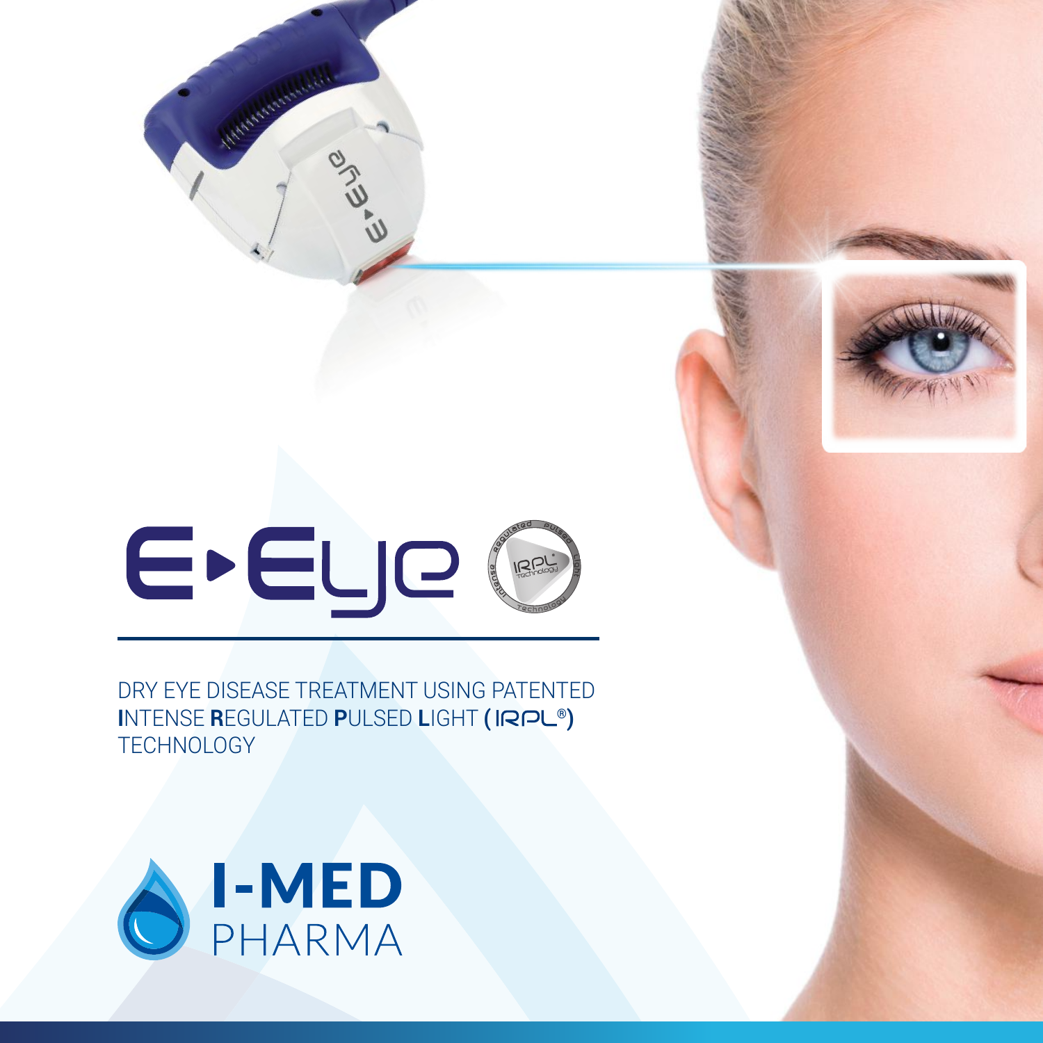# E▸Eye

DRY EYE DISEASE TREATMENT USING PATENTED **I**NTENSE **R**EGULATED **P**ULSED **L**IGHT **(IRPL®)** TECHNOLOGY

**I-MED** PHARMA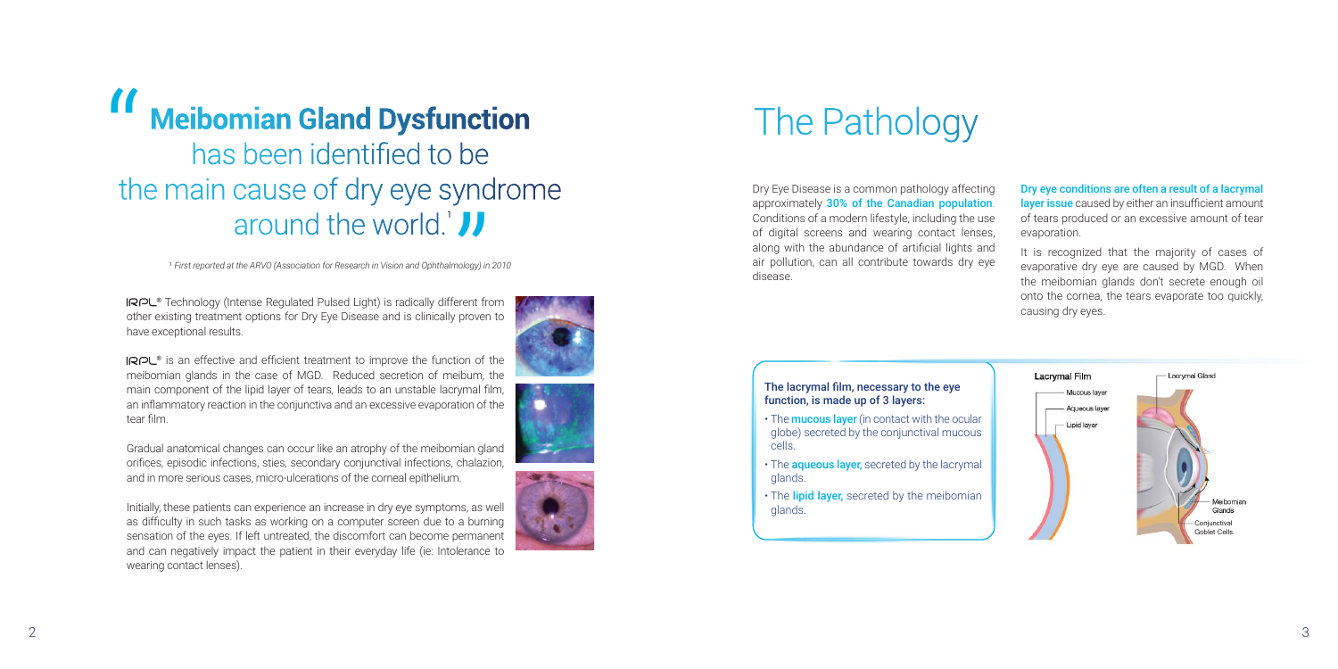## “Meibomian Gland Dysfunction has been identified to be the main cause of dry eye syndrome around the world.[1]”

[1] *First reported at the ARVO (Association for Research in Vision and Ophthalmology) in 2010*

IRPL® Technology (Intense Regulated Pulsed Light) is radically different from other existing treatment options for Dry Eye Disease and is clinically proven to have exceptional results.

IRPL® is an effective and efficient treatment to improve the function of the meibomian glands in the case of MGD. Reduced secretion of meibum, the main component of the lipid layer of tears, leads to an unstable lacrymal film, an inflammatory reaction in the conjunctiva and an excessive evaporation of the tear film.

Gradual anatomical changes can occur like an atrophy of the meibomian gland orifices, episodic infections, sties, secondary conjunctival infections, chalazion, and in more serious cases, micro-ulcerations of the corneal epithelium.

Initially, these patients can experience an increase in dry eye symptoms, as well as difficulty in such tasks as working on a computer screen due to a burning sensation of the eyes. If left untreated, the discomfort can become permanent and can negatively impact the patient in their everyday life (ie: Intolerance to wearing contact lenses).

# The Pathology

Dry Eye Disease is a common pathology affecting approximately **30% of the Canadian population**. Conditions of a modern lifestyle, including the use of digital screens and wearing contact lenses, along with the abundance of artificial lights and air pollution, can all contribute towards dry eye disease.

**Dry eye conditions are often a result of a lacrymal layer issue** caused by either an insufficient amount of tears produced or an excessive amount of tear evaporation.

It is recognized that the majority of cases of evaporative dry eye are caused by MGD. When the meibomian glands don't secrete enough oil onto the cornea, the tears evaporate too quickly, causing dry eyes.

**The lacrymal film, necessary to the eye function, is made up of 3 layers:**

- The **mucous layer** (in contact with the ocular globe) secreted by the conjunctival mucous cells.
- The **aqueous layer,** secreted by the lacrymal glands.
- The **lipid layer,** secreted by the meibomian glands.

Lacrymal Film: Mucous layer, Aqueous layer, Lipid layer

Lacrymal Gland, Meibomian Glands, Conjunctival Goblet Cells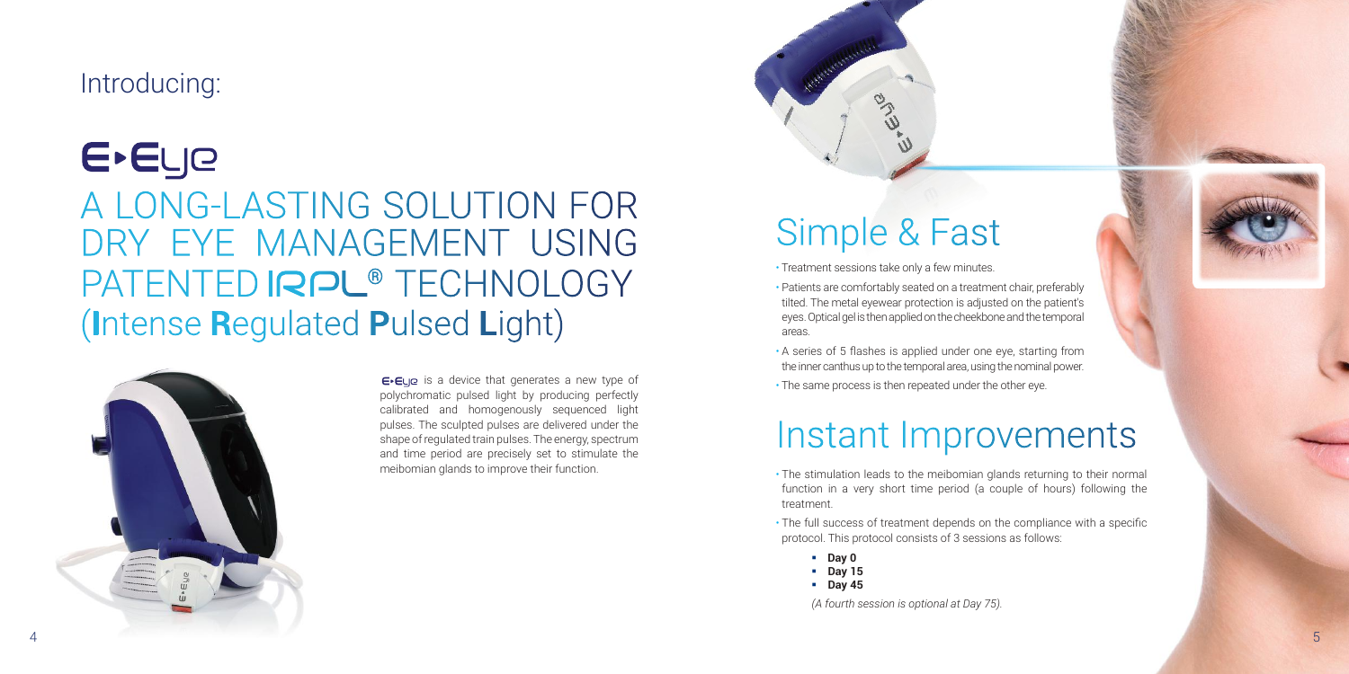Introducing:

# E>Eye

## A LONG-LASTING SOLUTION FOR DRY EYE MANAGEMENT USING PATENTED IRPL® TECHNOLOGY (**I**ntense **R**egulated **P**ulsed **L**ight)

E>Eye is a device that generates a new type of polychromatic pulsed light by producing perfectly calibrated and homogenously sequenced light pulses. The sculpted pulses are delivered under the shape of regulated train pulses. The energy, spectrum and time period are precisely set to stimulate the meibomian glands to improve their function.

## Simple & Fast

- Treatment sessions take only a few minutes.
- Patients are comfortably seated on a treatment chair, preferably tilted. The metal eyewear protection is adjusted on the patient's eyes. Optical gel is then applied on the cheekbone and the temporal areas.
- A series of 5 flashes is applied under one eye, starting from the inner canthus up to the temporal area, using the nominal power.
- The same process is then repeated under the other eye.

## Instant Improvements

- The stimulation leads to the meibomian glands returning to their normal function in a very short time period (a couple of hours) following the treatment.
- The full success of treatment depends on the compliance with a specific protocol. This protocol consists of 3 sessions as follows:
  - **Day 0**
  - **Day 15**
  - **Day 45**

  *(A fourth session is optional at Day 75).*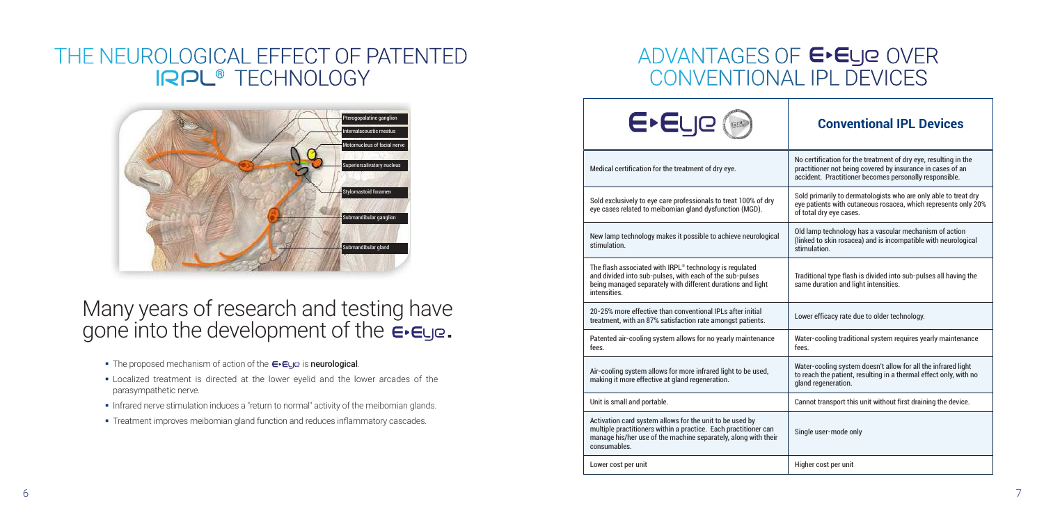# THE NEUROLOGICAL EFFECT OF PATENTED IRPL® TECHNOLOGY

Pterogopalatine ganglion
Internalacoustic meatus
Motornucleus of facial nerve
Superiorsalivatory nucleus
Stylomastoid foramen
Submandibular ganglion
Submandibular gland

## Many years of research and testing have gone into the development of the E-Eye.

- The proposed mechanism of action of the E-Eye is **neurological**.
- Localized treatment is directed at the lower eyelid and the lower arcades of the parasympathetic nerve.
- Infrared nerve stimulation induces a "return to normal" activity of the meibomian glands.
- Treatment improves meibomian gland function and reduces inflammatory cascades.

# ADVANTAGES OF E-Eye OVER CONVENTIONAL IPL DEVICES

| E-Eye | **Conventional IPL Devices** |
|---|---|
| Medical certification for the treatment of dry eye. | No certification for the treatment of dry eye, resulting in the practitioner not being covered by insurance in cases of an accident. Practitioner becomes personally responsible. |
| Sold exclusively to eye care professionals to treat 100% of dry eye cases related to meibomian gland dysfunction (MGD). | Sold primarily to dermatologists who are only able to treat dry eye patients with cutaneous rosacea, which represents only 20% of total dry eye cases. |
| New lamp technology makes it possible to achieve neurological stimulation. | Old lamp technology has a vascular mechanism of action (linked to skin rosacea) and is incompatible with neurological stimulation. |
| The flash associated with IRPL® technology is regulated and divided into sub-pulses, with each of the sub-pulses being managed separately with different durations and light intensities. | Traditional type flash is divided into sub-pulses all having the same duration and light intensities. |
| 20-25% more effective than conventional IPLs after initial treatment, with an 87% satisfaction rate amongst patients. | Lower efficacy rate due to older technology. |
| Patented air-cooling system allows for no yearly maintenance fees. | Water-cooling traditional system requires yearly maintenance fees. |
| Air-cooling system allows for more infrared light to be used, making it more effective at gland regeneration. | Water-cooling system doesn't allow for all the infrared light to reach the patient, resulting in a thermal effect only, with no gland regeneration. |
| Unit is small and portable. | Cannot transport this unit without first draining the device. |
| Activation card system allows for the unit to be used by multiple practitioners within a practice. Each practitioner can manage his/her use of the machine separately, along with their consumables. | Single user-mode only |
| Lower cost per unit | Higher cost per unit |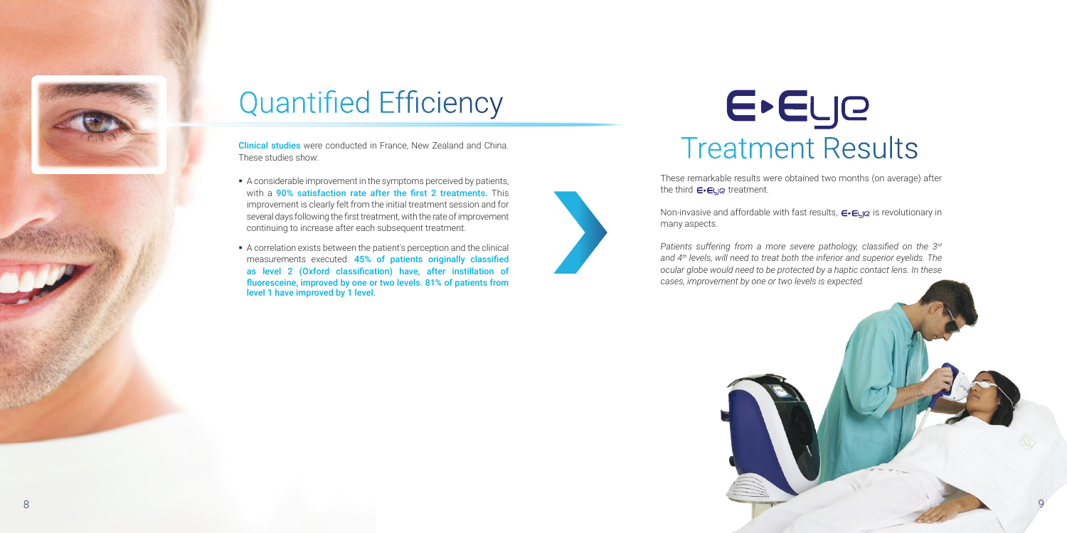# Quantified Efficiency

**Clinical studies** were conducted in France, New Zealand and China. These studies show:

- A considerable improvement in the symptoms perceived by patients, with a **90% satisfaction rate after the first 2 treatments.** This improvement is clearly felt from the initial treatment session and for several days following the first treatment, with the rate of improvement continuing to increase after each subsequent treatment.
- A correlation exists between the patient's perception and the clinical measurements executed. **45% of patients originally classified as level 2 (Oxford classification) have, after instillation of fluoresceine, improved by one or two levels. 81% of patients from level 1 have improved by 1 level.**

# E-Eye Treatment Results

These remarkable results were obtained two months (on average) after the third E-Eye treatment.

Non-invasive and affordable with fast results, E-Eye is revolutionary in many aspects.

*Patients suffering from a more severe pathology, classified on the 3rd and 4th levels, will need to treat both the inferior and superior eyelids. The ocular globe would need to be protected by a haptic contact lens. In these cases, improvement by one or two levels is expected.*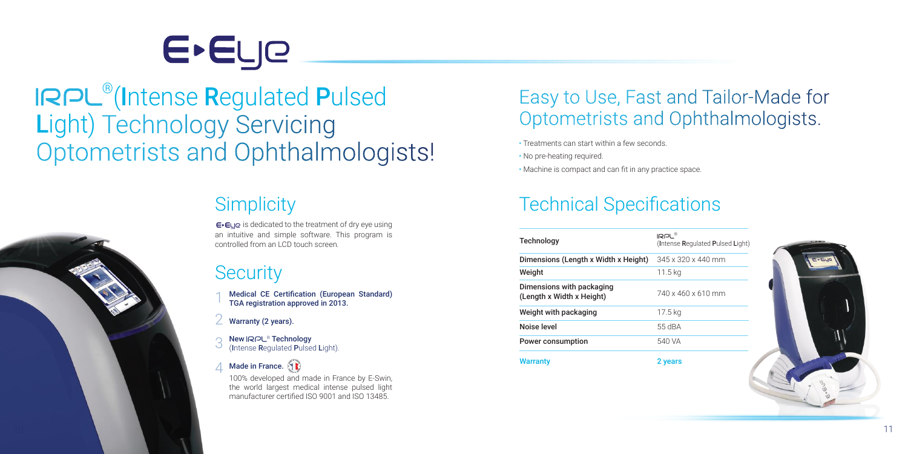# E-Eye

## IRPL®(Intense Regulated Pulsed Light) Technology Servicing Optometrists and Ophthalmologists!

## Simplicity

E-Eye is dedicated to the treatment of dry eye using an intuitive and simple software. This program is controlled from an LCD touch screen.

## Security

1. **Medical CE Certification (European Standard) TGA registration approved in 2013.**
2. **Warranty (2 years).**
3. **New IRPL® Technology** (**I**ntense **R**egulated **P**ulsed **L**ight).
4. **Made in France.**

   100% developed and made in France by E-Swin, the world largest medical intense pulsed light manufacturer certified ISO 9001 and ISO 13485.

## Easy to Use, Fast and Tailor-Made for Optometrists and Ophthalmologists.

- Treatments can start within a few seconds.
- No pre-heating required.
- Machine is compact and can fit in any practice space.

## Technical Specifications

| Technology | IRPL® (**I**ntense **R**egulated **P**ulsed **L**ight) |
|---|---|
| Dimensions (Length x Width x Height) | 345 x 320 x 440 mm |
| Weight | 11.5 kg |
| Dimensions with packaging (Length x Width x Height) | 740 x 460 x 610 mm |
| Weight with packaging | 17.5 kg |
| Noise level | 55 dBA |
| Power consumption | 540 VA |
| **Warranty** | **2 years** |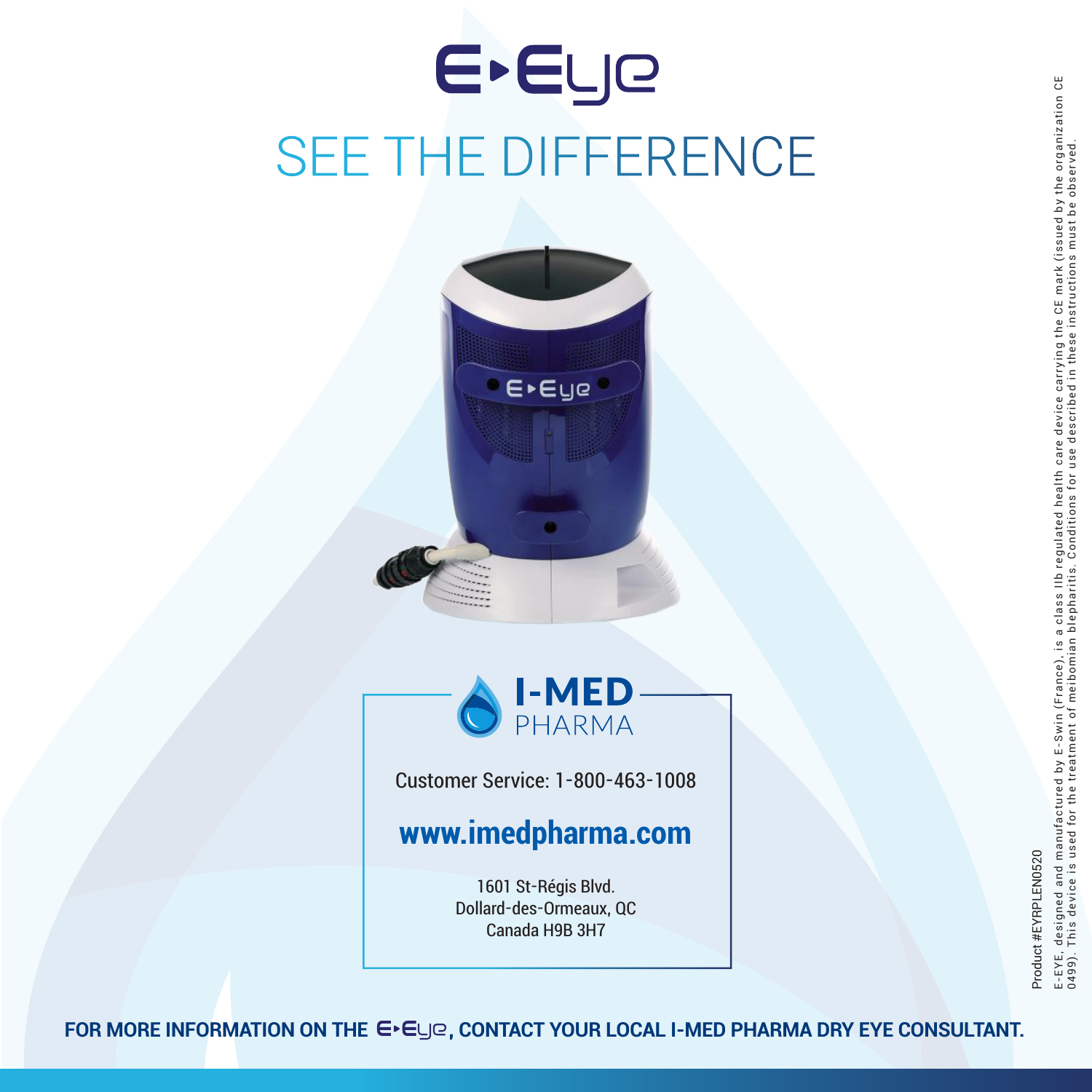# E▸Eye

## SEE THE DIFFERENCE

I-MED PHARMA

Customer Service: 1-800-463-1008

**www.imedpharma.com**

1601 St-Régis Blvd.
Dollard-des-Ormeaux, QC
Canada H9B 3H7

**FOR MORE INFORMATION ON THE E▸Eye, CONTACT YOUR LOCAL I-MED PHARMA DRY EYE CONSULTANT.**

Product #EYRPLEN0520

E-EYE, designed and manufactured by E-Swin (France), is a class IIb regulated health care device carrying the CE mark (issued by the organization CE 0499). This device is used for the treatment of meibomian blepharitis. Conditions for use described in these instructions must be observed.